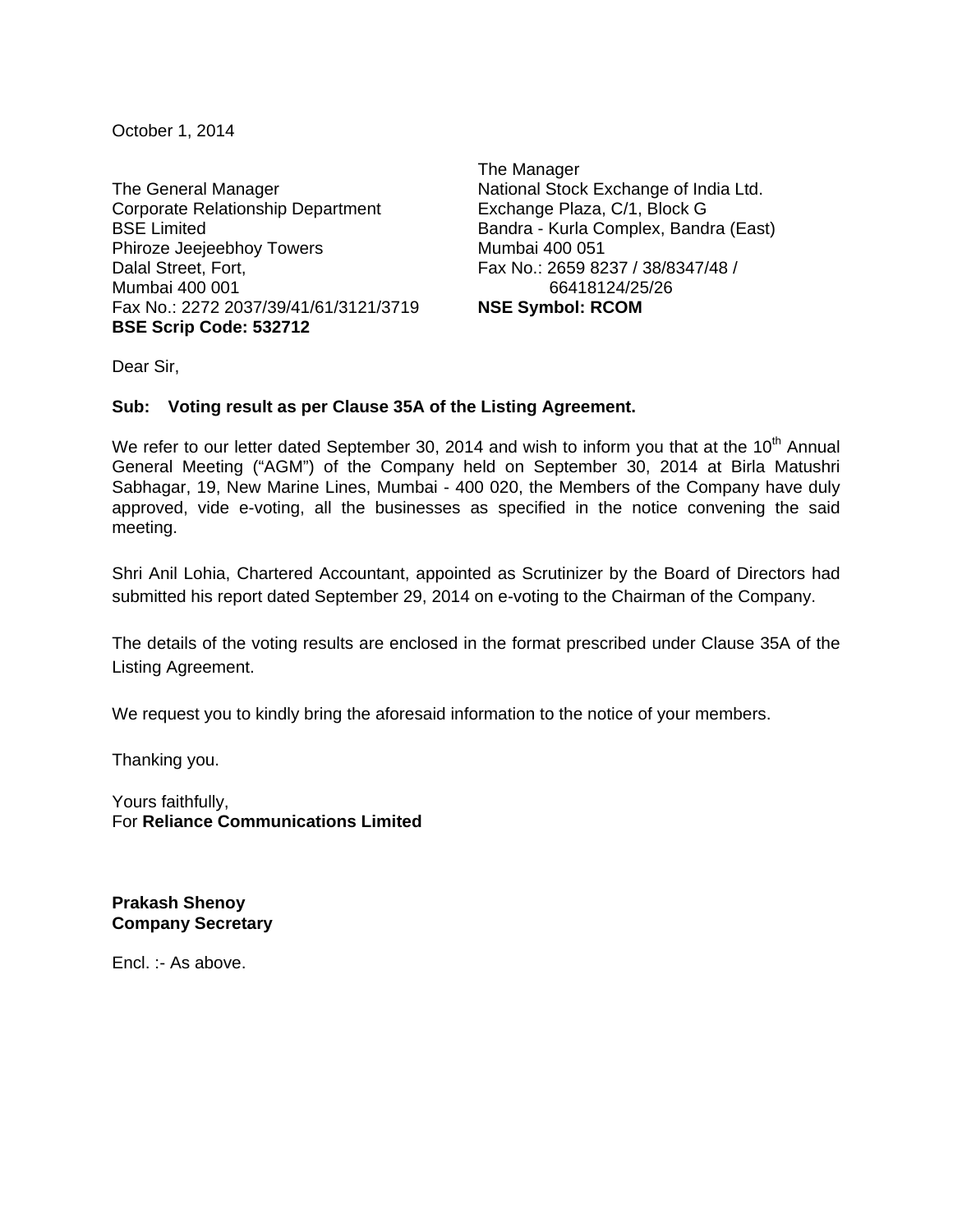October 1, 2014

The General Manager
Corporate Relationship Department
BSE Limited
Phiroze Jeejeebhoy Towers
Dalal Street, Fort,
Mumbai 400 001
Fax No.: 2272 2037/39/41/61/3121/3719
**BSE Scrip Code: 532712**

The Manager
National Stock Exchange of India Ltd.
Exchange Plaza, C/1, Block G
Bandra - Kurla Complex, Bandra (East)
Mumbai 400 051
Fax No.: 2659 8237 / 38/8347/48 / 66418124/25/26
**NSE Symbol: RCOM**

Dear Sir,

**Sub: Voting result as per Clause 35A of the Listing Agreement.**

We refer to our letter dated September 30, 2014 and wish to inform you that at the 10th Annual General Meeting ("AGM") of the Company held on September 30, 2014 at Birla Matushri Sabhagar, 19, New Marine Lines, Mumbai - 400 020, the Members of the Company have duly approved, vide e-voting, all the businesses as specified in the notice convening the said meeting.

Shri Anil Lohia, Chartered Accountant, appointed as Scrutinizer by the Board of Directors had submitted his report dated September 29, 2014 on e-voting to the Chairman of the Company.

The details of the voting results are enclosed in the format prescribed under Clause 35A of the Listing Agreement.

We request you to kindly bring the aforesaid information to the notice of your members.

Thanking you.

Yours faithfully,
For **Reliance Communications Limited**

**Prakash Shenoy**
**Company Secretary**

Encl. :- As above.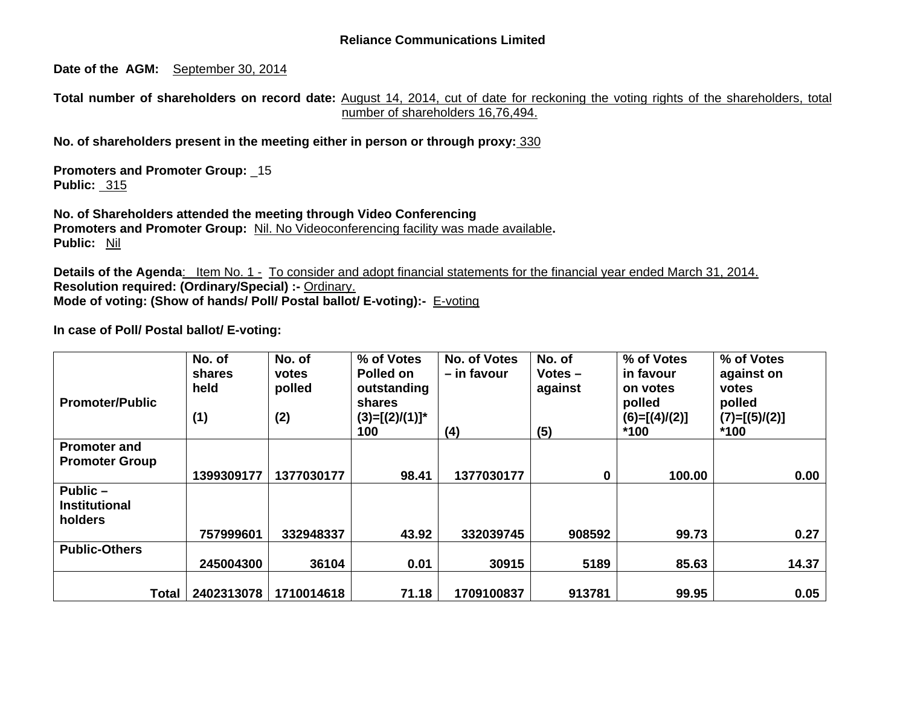**Reliance Communications Limited**

**Date of the AGM:** September 30, 2014

**Total number of shareholders on record date:** August 14, 2014, cut of date for reckoning the voting rights of the shareholders, total number of shareholders 16,76,494.

**No. of shareholders present in the meeting either in person or through proxy:** 330

**Promoters and Promoter Group:** _15
**Public:** 315

**No. of Shareholders attended the meeting through Video Conferencing**
**Promoters and Promoter Group:** Nil. No Videoconferencing facility was made available.
**Public:** Nil

**Details of the Agenda**: Item No. 1 - To consider and adopt financial statements for the financial year ended March 31, 2014.
**Resolution required: (Ordinary/Special) :-** Ordinary.
**Mode of voting: (Show of hands/ Poll/ Postal ballot/ E-voting):-** E-voting

**In case of Poll/ Postal ballot/ E-voting:**

| Promoter/Public | No. of shares held (1) | No. of votes polled (2) | % of Votes Polled on outstanding shares (3)=[(2)/(1)]*100 | No. of Votes – in favour (4) | No. of Votes – against (5) | % of Votes in favour on votes polled (6)=[(4)/(2)]*100 | % of Votes against on votes polled (7)=[(5)/(2)]*100 |
|---|---|---|---|---|---|---|---|
| Promoter and Promoter Group | 1399309177 | 1377030177 | 98.41 | 1377030177 | 0 | 100.00 | 0.00 |
| Public – Institutional holders | 757999601 | 332948337 | 43.92 | 332039745 | 908592 | 99.73 | 0.27 |
| Public-Others | 245004300 | 36104 | 0.01 | 30915 | 5189 | 85.63 | 14.37 |
| Total | 2402313078 | 1710014618 | 71.18 | 1709100837 | 913781 | 99.95 | 0.05 |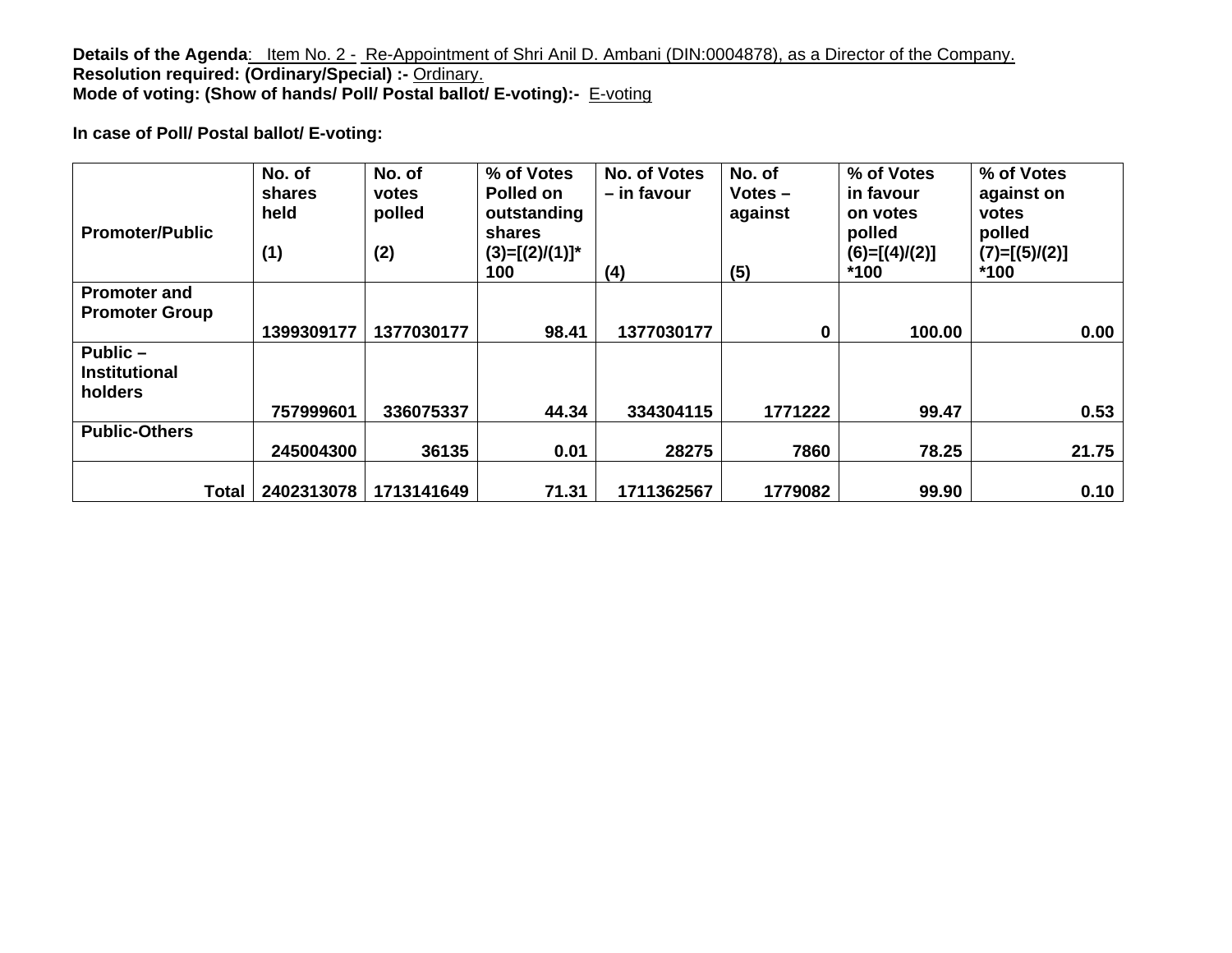**Details of the Agenda**: Item No. 2 - Re-Appointment of Shri Anil D. Ambani (DIN:0004878), as a Director of the Company.
**Resolution required: (Ordinary/Special) :-** Ordinary.
**Mode of voting: (Show of hands/ Poll/ Postal ballot/ E-voting):-** E-voting

**In case of Poll/ Postal ballot/ E-voting:**

| Promoter/Public | No. of shares held (1) | No. of votes polled (2) | % of Votes Polled on outstanding shares (3)=[(2)/(1)]* 100 | No. of Votes – in favour (4) | No. of Votes – against (5) | % of Votes in favour on votes polled (6)=[(4)/(2)] *100 | % of Votes against on votes polled (7)=[(5)/(2)] *100 |
|---|---|---|---|---|---|---|---|
| **Promoter and Promoter Group** | 1399309177 | 1377030177 | 98.41 | 1377030177 | 0 | 100.00 | 0.00 |
| **Public – Institutional holders** | 757999601 | 336075337 | 44.34 | 334304115 | 1771222 | 99.47 | 0.53 |
| **Public-Others** | 245004300 | 36135 | 0.01 | 28275 | 7860 | 78.25 | 21.75 |
| **Total** | 2402313078 | 1713141649 | 71.31 | 1711362567 | 1779082 | 99.90 | 0.10 |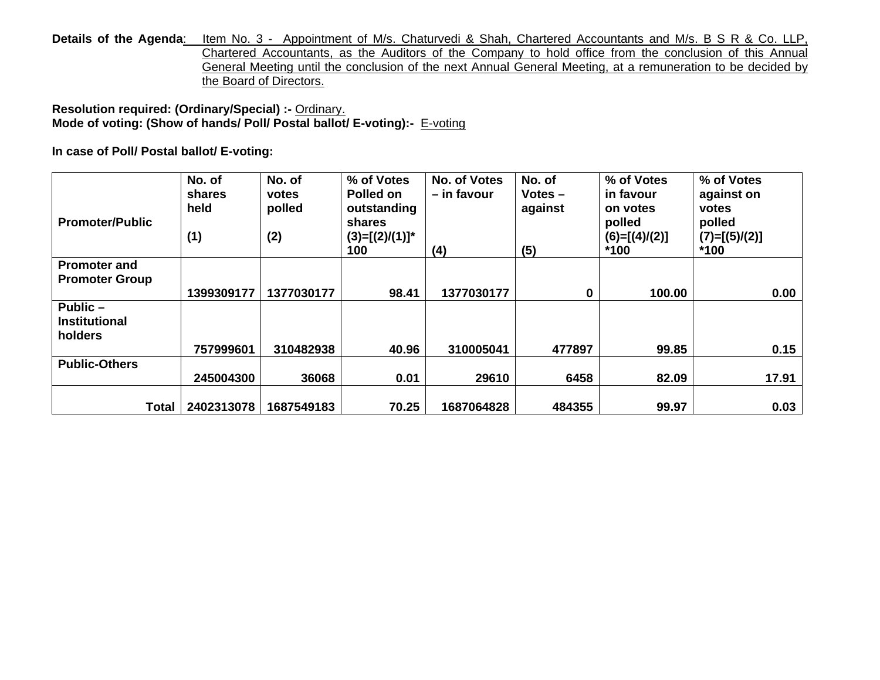**Details of the Agenda**: Item No. 3 - Appointment of M/s. Chaturvedi & Shah, Chartered Accountants and M/s. B S R & Co. LLP, Chartered Accountants, as the Auditors of the Company to hold office from the conclusion of this Annual General Meeting until the conclusion of the next Annual General Meeting, at a remuneration to be decided by the Board of Directors.

**Resolution required: (Ordinary/Special) :-** Ordinary.
**Mode of voting: (Show of hands/ Poll/ Postal ballot/ E-voting):-** E-voting

**In case of Poll/ Postal ballot/ E-voting:**

| Promoter/Public | No. of shares held (1) | No. of votes polled (2) | % of Votes Polled on outstanding shares (3)=[(2)/(1)]*100 | No. of Votes – in favour (4) | No. of Votes – against (5) | % of Votes in favour on votes polled (6)=[(4)/(2)]*100 | % of Votes against on votes polled (7)=[(5)/(2)]*100 |
|---|---|---|---|---|---|---|---|
| **Promoter and Promoter Group** | 1399309177 | 1377030177 | 98.41 | 1377030177 | 0 | 100.00 | 0.00 |
| **Public – Institutional holders** | 757999601 | 310482938 | 40.96 | 310005041 | 477897 | 99.85 | 0.15 |
| **Public-Others** | 245004300 | 36068 | 0.01 | 29610 | 6458 | 82.09 | 17.91 |
| **Total** | 2402313078 | 1687549183 | 70.25 | 1687064828 | 484355 | 99.97 | 0.03 |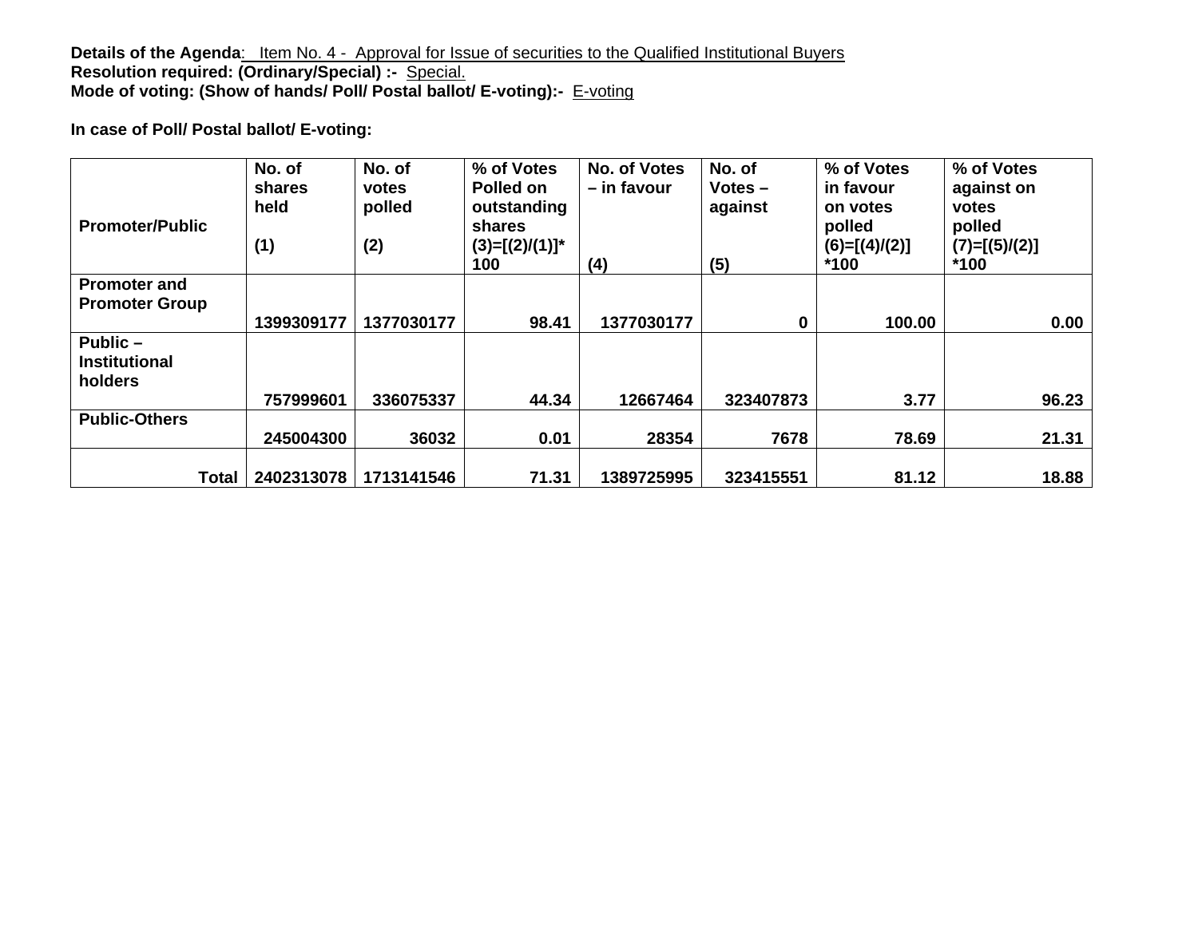**Details of the Agenda**: Item No. 4 - Approval for Issue of securities to the Qualified Institutional Buyers
**Resolution required: (Ordinary/Special) :-** Special.
**Mode of voting: (Show of hands/ Poll/ Postal ballot/ E-voting):-** E-voting

**In case of Poll/ Postal ballot/ E-voting:**

| Promoter/Public | No. of shares held (1) | No. of votes polled (2) | % of Votes Polled on outstanding shares (3)=[(2)/(1)]* 100 | No. of Votes – in favour (4) | No. of Votes – against (5) | % of Votes in favour on votes polled (6)=[(4)/(2)] *100 | % of Votes against on votes polled (7)=[(5)/(2)] *100 |
|---|---|---|---|---|---|---|---|
| Promoter and Promoter Group | 1399309177 | 1377030177 | 98.41 | 1377030177 | 0 | 100.00 | 0.00 |
| Public – Institutional holders | 757999601 | 336075337 | 44.34 | 12667464 | 323407873 | 3.77 | 96.23 |
| Public-Others | 245004300 | 36032 | 0.01 | 28354 | 7678 | 78.69 | 21.31 |
| Total | 2402313078 | 1713141546 | 71.31 | 1389725995 | 323415551 | 81.12 | 18.88 |